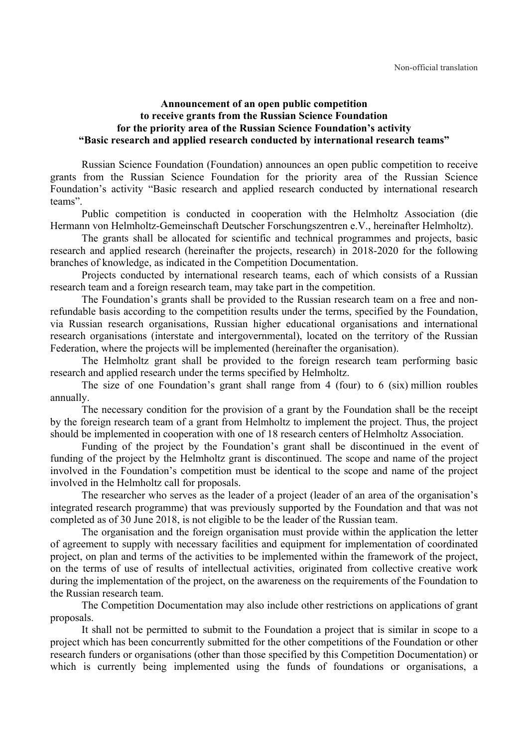Non-official translation

**Announcement of an open public competition to receive grants from the Russian Science Foundation for the priority area of the Russian Science Foundation's activity "Basic research and applied research conducted by international research teams"**

Russian Science Foundation (Foundation) announces an open public competition to receive grants from the Russian Science Foundation for the priority area of the Russian Science Foundation's activity "Basic research and applied research conducted by international research teams".

Public competition is conducted in cooperation with the Helmholtz Association (die Hermann von Helmholtz-Gemeinschaft Deutscher Forschungszentren e.V., hereinafter Helmholtz).

The grants shall be allocated for scientific and technical programmes and projects, basic research and applied research (hereinafter the projects, research) in 2018-2020 for the following branches of knowledge, as indicated in the Competition Documentation.

Projects conducted by international research teams, each of which consists of a Russian research team and a foreign research team, may take part in the competition.

The Foundation's grants shall be provided to the Russian research team on a free and non-refundable basis according to the competition results under the terms, specified by the Foundation, via Russian research organisations, Russian higher educational organisations and international research organisations (interstate and intergovernmental), located on the territory of the Russian Federation, where the projects will be implemented (hereinafter the organisation).

The Helmholtz grant shall be provided to the foreign research team performing basic research and applied research under the terms specified by Helmholtz.

The size of one Foundation's grant shall range from 4 (four) to 6 (six) million roubles annually.

The necessary condition for the provision of a grant by the Foundation shall be the receipt by the foreign research team of a grant from Helmholtz to implement the project. Thus, the project should be implemented in cooperation with one of 18 research centers of Helmholtz Association.

Funding of the project by the Foundation's grant shall be discontinued in the event of funding of the project by the Helmholtz grant is discontinued. The scope and name of the project involved in the Foundation's competition must be identical to the scope and name of the project involved in the Helmholtz call for proposals.

The researcher who serves as the leader of a project (leader of an area of the organisation's integrated research programme) that was previously supported by the Foundation and that was not completed as of 30 June 2018, is not eligible to be the leader of the Russian team.

The organisation and the foreign organisation must provide within the application the letter of agreement to supply with necessary facilities and equipment for implementation of coordinated project, on plan and terms of the activities to be implemented within the framework of the project, on the terms of use of results of intellectual activities, originated from collective creative work during the implementation of the project, on the awareness on the requirements of the Foundation to the Russian research team.

The Competition Documentation may also include other restrictions on applications of grant proposals.

It shall not be permitted to submit to the Foundation a project that is similar in scope to a project which has been concurrently submitted for the other competitions of the Foundation or other research funders or organisations (other than those specified by this Competition Documentation) or which is currently being implemented using the funds of foundations or organisations, a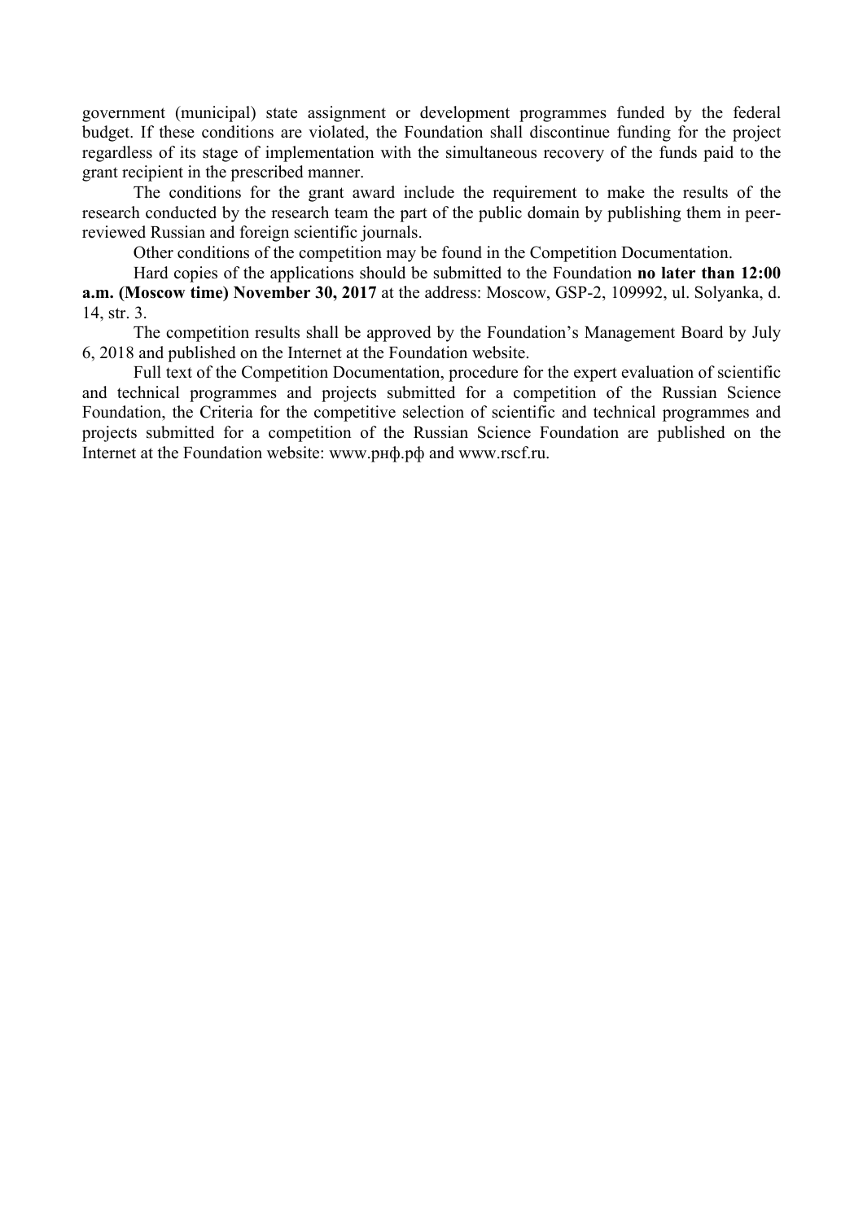government (municipal) state assignment or development programmes funded by the federal budget. If these conditions are violated, the Foundation shall discontinue funding for the project regardless of its stage of implementation with the simultaneous recovery of the funds paid to the grant recipient in the prescribed manner.

The conditions for the grant award include the requirement to make the results of the research conducted by the research team the part of the public domain by publishing them in peer-reviewed Russian and foreign scientific journals.

Other conditions of the competition may be found in the Competition Documentation.

Hard copies of the applications should be submitted to the Foundation **no later than 12:00 a.m. (Moscow time) November 30, 2017** at the address: Moscow, GSP-2, 109992, ul. Solyanka, d. 14, str. 3.

The competition results shall be approved by the Foundation's Management Board by July 6, 2018 and published on the Internet at the Foundation website.

Full text of the Competition Documentation, procedure for the expert evaluation of scientific and technical programmes and projects submitted for a competition of the Russian Science Foundation, the Criteria for the competitive selection of scientific and technical programmes and projects submitted for a competition of the Russian Science Foundation are published on the Internet at the Foundation website: www.рнф.рф and www.rscf.ru.